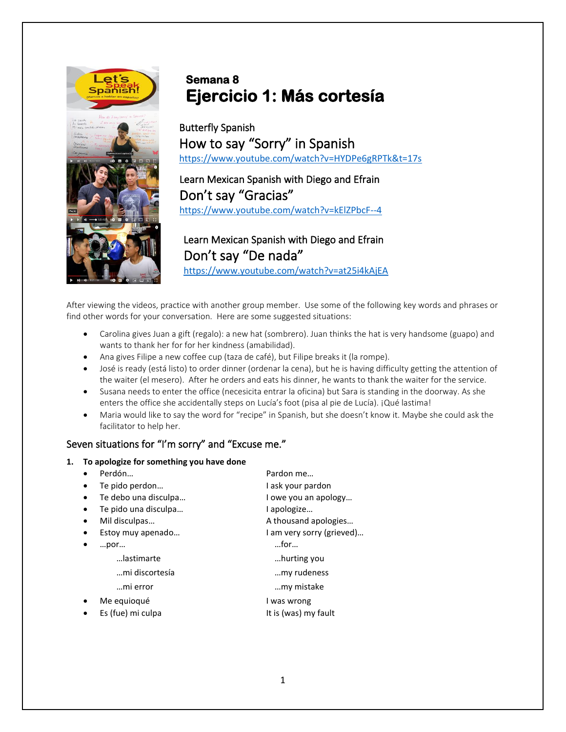# Semana 8

# Ejercicio 1: Más cortesía

Butterfly Spanish

## How to say “Sorry” in Spanish

https://www.youtube.com/watch?v=HYDPe6gRPTk&t=17s

Learn Mexican Spanish with Diego and Efrain

## Don’t say “Gracias”

https://www.youtube.com/watch?v=kElZPbcF--4

Learn Mexican Spanish with Diego and Efrain

## Don’t say “De nada”

https://www.youtube.com/watch?v=at25i4kAjEA

After viewing the videos, practice with another group member. Use some of the following key words and phrases or find other words for your conversation. Here are some suggested situations:

- Carolina gives Juan a gift (regalo): a new hat (sombrero). Juan thinks the hat is very handsome (guapo) and wants to thank her for for her kindness (amabilidad).
- Ana gives Filipe a new coffee cup (taza de café), but Filipe breaks it (la rompe).
- José is ready (está listo) to order dinner (ordenar la cena), but he is having difficulty getting the attention of the waiter (el mesero). After he orders and eats his dinner, he wants to thank the waiter for the service.
- Susana needs to enter the office (necesicita entrar la oficina) but Sara is standing in the doorway. As she enters the office she accidentally steps on Lucía’s foot (pisa al pie de Lucía). ¡Qué lastima!
- Maria would like to say the word for “recipe” in Spanish, but she doesn’t know it. Maybe she could ask the facilitator to help her.

## Seven situations for “I’m sorry” and “Excuse me.”

**1. To apologize for something you have done**

| | |
|---|---|
| • Perdón… | Pardon me… |
| • Te pido perdon… | I ask your pardon |
| • Te debo una disculpa… | I owe you an apology… |
| • Te pido una disculpa… | I apologize… |
| • Mil disculpas… | A thousand apologies… |
| • Estoy muy apenado… | I am very sorry (grieved)… |
| • …por… | …for… |
| …lastimarte | …hurting you |
| …mi discortesía | …my rudeness |
| …mi error | …my mistake |
| • Me equioqué | I was wrong |
| • Es (fue) mi culpa | It is (was) my fault |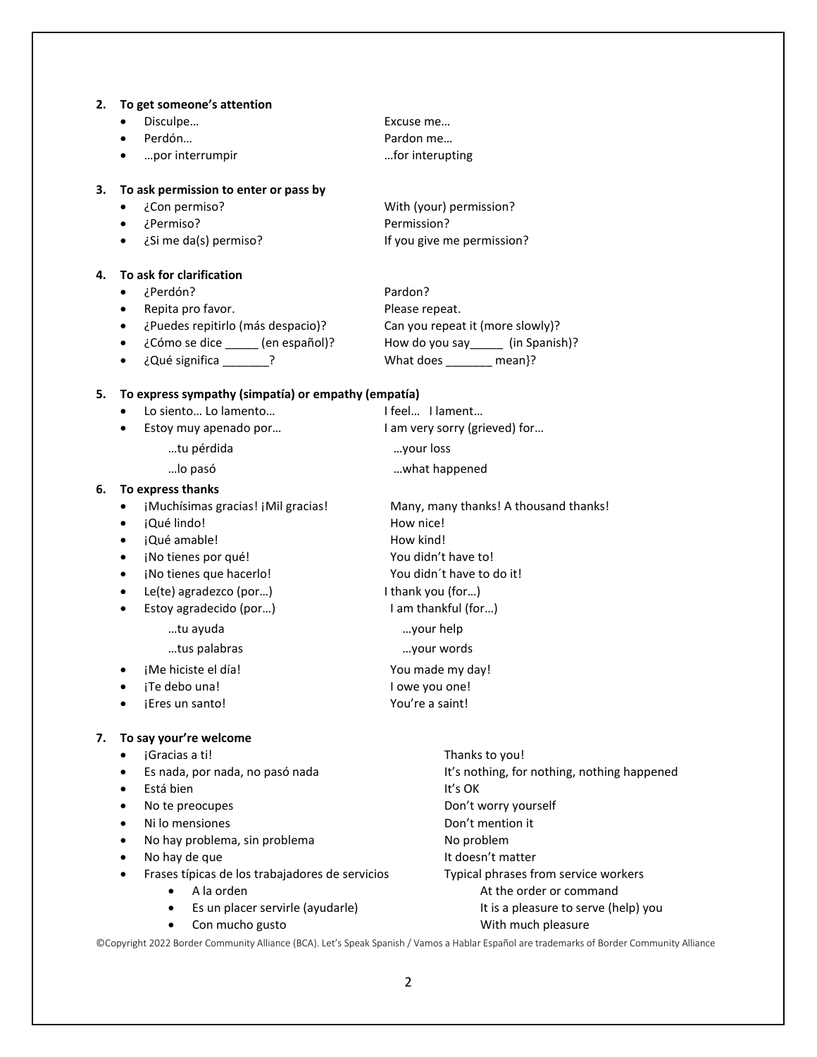2. **To get someone's attention**
   - Disculpe… Excuse me…
   - Perdón… Pardon me…
   - …por interrumpir …for interupting

3. **To ask permission to enter or pass by**
   - ¿Con permiso? With (your) permission?
   - ¿Permiso? Permission?
   - ¿Si me da(s) permiso? If you give me permission?

4. **To ask for clarification**
   - ¿Perdón? Pardon?
   - Repita pro favor. Please repeat.
   - ¿Puedes repitirlo (más despacio)? Can you repeat it (more slowly)?
   - ¿Cómo se dice _____ (en español)? How do you say_____ (in Spanish)?
   - ¿Qué significa _______? What does _______ mean}?

5. **To express sympathy (simpatía) or empathy (empatía)**
   - Lo siento… Lo lamento… I feel… I lament…
   - Estoy muy apenado por… I am very sorry (grieved) for…
     - …tu pérdida …your loss
     - …lo pasó …what happened

6. **To express thanks**
   - ¡Muchísimas gracias! ¡Mil gracias! Many, many thanks! A thousand thanks!
   - ¡Qué lindo! How nice!
   - ¡Qué amable! How kind!
   - ¡No tienes por qué! You didn't have to!
   - ¡No tienes que hacerlo! You didn´t have to do it!
   - Le(te) agradezco (por…) I thank you (for…)
   - Estoy agradecido (por…) I am thankful (for…)
     - …tu ayuda …your help
     - …tus palabras …your words
   - ¡Me hiciste el día! You made my day!
   - ¡Te debo una! I owe you one!
   - ¡Eres un santo! You're a saint!

7. **To say your're welcome**
   - ¡Gracias a ti! Thanks to you!
   - Es nada, por nada, no pasó nada It's nothing, for nothing, nothing happened
   - Está bien It's OK
   - No te preocupes Don't worry yourself
   - Ni lo mensiones Don't mention it
   - No hay problema, sin problema No problem
   - No hay de que It doesn't matter
   - Frases típicas de los trabajadores de servicios Typical phrases from service workers
     - A la orden At the order or command
     - Es un placer servirle (ayudarle) It is a pleasure to serve (help) you
     - Con mucho gusto With much pleasure

©Copyright 2022 Border Community Alliance (BCA). Let's Speak Spanish / Vamos a Hablar Español are trademarks of Border Community Alliance